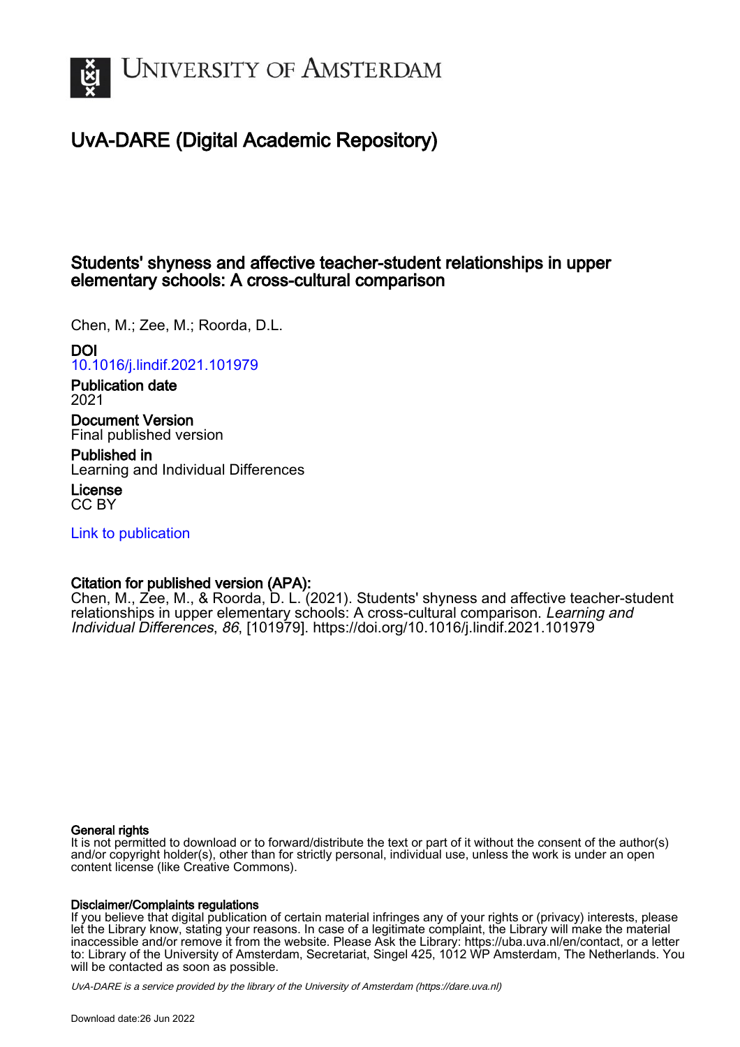# UvA-DARE (Digital Academic Repository)

## Students' shyness and affective teacher-student relationships in upper elementary schools: A cross-cultural comparison

Chen, M.; Zee, M.; Roorda, D.L.

**DOI**
10.1016/j.lindif.2021.101979

**Publication date**
2021

**Document Version**
Final published version

**Published in**
Learning and Individual Differences

**License**
CC BY

Link to publication

**Citation for published version (APA):**
Chen, M., Zee, M., & Roorda, D. L. (2021). Students' shyness and affective teacher-student relationships in upper elementary schools: A cross-cultural comparison. *Learning and Individual Differences*, *86*, [101979]. https://doi.org/10.1016/j.lindif.2021.101979

**General rights**
It is not permitted to download or to forward/distribute the text or part of it without the consent of the author(s) and/or copyright holder(s), other than for strictly personal, individual use, unless the work is under an open content license (like Creative Commons).

**Disclaimer/Complaints regulations**
If you believe that digital publication of certain material infringes any of your rights or (privacy) interests, please let the Library know, stating your reasons. In case of a legitimate complaint, the Library will make the material inaccessible and/or remove it from the website. Please Ask the Library: https://uba.uva.nl/en/contact, or a letter to: Library of the University of Amsterdam, Secretariat, Singel 425, 1012 WP Amsterdam, The Netherlands. You will be contacted as soon as possible.

*UvA-DARE is a service provided by the library of the University of Amsterdam (https://dare.uva.nl)*

Download date:26 Jun 2022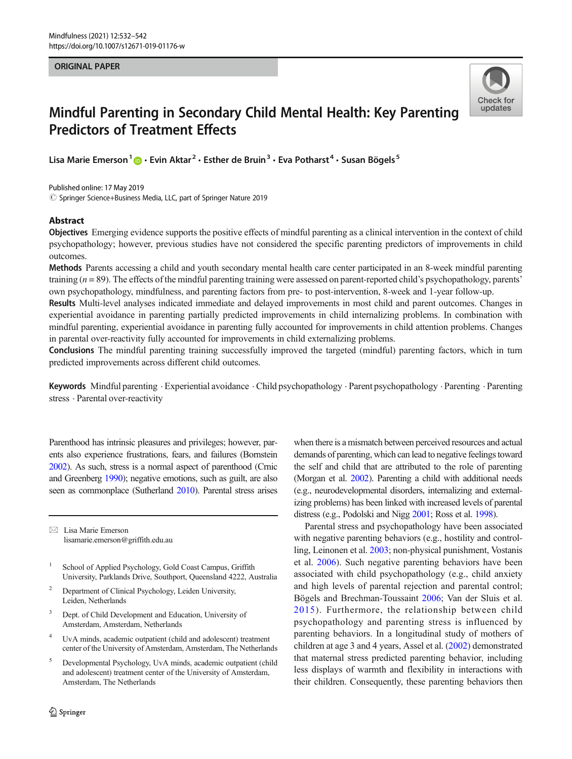ORIGINAL PAPER

# Mindful Parenting in Secondary Child Mental Health: Key Parenting Predictors of Treatment Effects

Lisa Marie Emerson[1] · Evin Aktar[2] · Esther de Bruin[3] · Eva Potharst[4] · Susan Bögels[5]

Published online: 17 May 2019
© Springer Science+Business Media, LLC, part of Springer Nature 2019

## Abstract

**Objectives** Emerging evidence supports the positive effects of mindful parenting as a clinical intervention in the context of child psychopathology; however, previous studies have not considered the specific parenting predictors of improvements in child outcomes.

**Methods** Parents accessing a child and youth secondary mental health care center participated in an 8-week mindful parenting training ($n = 89$). The effects of the mindful parenting training were assessed on parent-reported child's psychopathology, parents' own psychopathology, mindfulness, and parenting factors from pre- to post-intervention, 8-week and 1-year follow-up.

**Results** Multi-level analyses indicated immediate and delayed improvements in most child and parent outcomes. Changes in experiential avoidance in parenting partially predicted improvements in child internalizing problems. In combination with mindful parenting, experiential avoidance in parenting fully accounted for improvements in child attention problems. Changes in parental over-reactivity fully accounted for improvements in child externalizing problems.

**Conclusions** The mindful parenting training successfully improved the targeted (mindful) parenting factors, which in turn predicted improvements across different child outcomes.

**Keywords** Mindful parenting · Experiential avoidance · Child psychopathology · Parent psychopathology · Parenting · Parenting stress · Parental over-reactivity

Parenthood has intrinsic pleasures and privileges; however, parents also experience frustrations, fears, and failures (Bornstein 2002). As such, stress is a normal aspect of parenthood (Crnic and Greenberg 1990); negative emotions, such as guilt, are also seen as commonplace (Sutherland 2010). Parental stress arises when there is a mismatch between perceived resources and actual demands of parenting, which can lead to negative feelings toward the self and child that are attributed to the role of parenting (Morgan et al. 2002). Parenting a child with additional needs (e.g., neurodevelopmental disorders, internalizing and externalizing problems) has been linked with increased levels of parental distress (e.g., Podolski and Nigg 2001; Ross et al. 1998).

Parental stress and psychopathology have been associated with negative parenting behaviors (e.g., hostility and controlling, Leinonen et al. 2003; non-physical punishment, Vostanis et al. 2006). Such negative parenting behaviors have been associated with child psychopathology (e.g., child anxiety and high levels of parental rejection and parental control; Bögels and Brechman-Toussaint 2006; Van der Sluis et al. 2015). Furthermore, the relationship between child psychopathology and parenting stress is influenced by parenting behaviors. In a longitudinal study of mothers of children at age 3 and 4 years, Assel et al. (2002) demonstrated that maternal stress predicted parenting behavior, including less displays of warmth and flexibility in interactions with their children. Consequently, these parenting behaviors then

---

✉ Lisa Marie Emerson
lisamarie.emerson@griffith.edu.au

[1] School of Applied Psychology, Gold Coast Campus, Griffith University, Parklands Drive, Southport, Queensland 4222, Australia

[2] Department of Clinical Psychology, Leiden University, Leiden, Netherlands

[3] Dept. of Child Development and Education, University of Amsterdam, Amsterdam, Netherlands

[4] UvA minds, academic outpatient (child and adolescent) treatment center of the University of Amsterdam, Amsterdam, The Netherlands

[5] Developmental Psychology, UvA minds, academic outpatient (child and adolescent) treatment center of the University of Amsterdam, Amsterdam, The Netherlands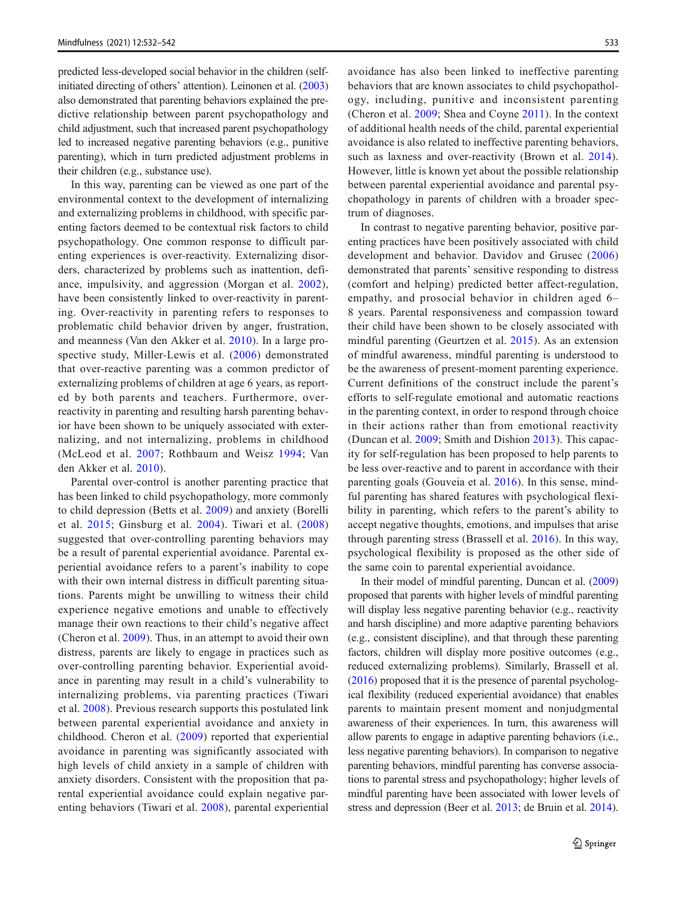predicted less-developed social behavior in the children (self-initiated directing of others' attention). Leinonen et al. (2003) also demonstrated that parenting behaviors explained the predictive relationship between parent psychopathology and child adjustment, such that increased parent psychopathology led to increased negative parenting behaviors (e.g., punitive parenting), which in turn predicted adjustment problems in their children (e.g., substance use).

In this way, parenting can be viewed as one part of the environmental context to the development of internalizing and externalizing problems in childhood, with specific parenting factors deemed to be contextual risk factors to child psychopathology. One common response to difficult parenting experiences is over-reactivity. Externalizing disorders, characterized by problems such as inattention, defiance, impulsivity, and aggression (Morgan et al. 2002), have been consistently linked to over-reactivity in parenting. Over-reactivity in parenting refers to responses to problematic child behavior driven by anger, frustration, and meanness (Van den Akker et al. 2010). In a large prospective study, Miller-Lewis et al. (2006) demonstrated that over-reactive parenting was a common predictor of externalizing problems of children at age 6 years, as reported by both parents and teachers. Furthermore, over-reactivity in parenting and resulting harsh parenting behavior have been shown to be uniquely associated with externalizing, and not internalizing, problems in childhood (McLeod et al. 2007; Rothbaum and Weisz 1994; Van den Akker et al. 2010).

Parental over-control is another parenting practice that has been linked to child psychopathology, more commonly to child depression (Betts et al. 2009) and anxiety (Borelli et al. 2015; Ginsburg et al. 2004). Tiwari et al. (2008) suggested that over-controlling parenting behaviors may be a result of parental experiential avoidance. Parental experiential avoidance refers to a parent's inability to cope with their own internal distress in difficult parenting situations. Parents might be unwilling to witness their child experience negative emotions and unable to effectively manage their own reactions to their child's negative affect (Cheron et al. 2009). Thus, in an attempt to avoid their own distress, parents are likely to engage in practices such as over-controlling parenting behavior. Experiential avoidance in parenting may result in a child's vulnerability to internalizing problems, via parenting practices (Tiwari et al. 2008). Previous research supports this postulated link between parental experiential avoidance and anxiety in childhood. Cheron et al. (2009) reported that experiential avoidance in parenting was significantly associated with high levels of child anxiety in a sample of children with anxiety disorders. Consistent with the proposition that parental experiential avoidance could explain negative parenting behaviors (Tiwari et al. 2008), parental experiential avoidance has also been linked to ineffective parenting behaviors that are known associates to child psychopathology, including, punitive and inconsistent parenting (Cheron et al. 2009; Shea and Coyne 2011). In the context of additional health needs of the child, parental experiential avoidance is also related to ineffective parenting behaviors, such as laxness and over-reactivity (Brown et al. 2014). However, little is known yet about the possible relationship between parental experiential avoidance and parental psychopathology in parents of children with a broader spectrum of diagnoses.

In contrast to negative parenting behavior, positive parenting practices have been positively associated with child development and behavior. Davidov and Grusec (2006) demonstrated that parents' sensitive responding to distress (comfort and helping) predicted better affect-regulation, empathy, and prosocial behavior in children aged 6–8 years. Parental responsiveness and compassion toward their child have been shown to be closely associated with mindful parenting (Geurtzen et al. 2015). As an extension of mindful awareness, mindful parenting is understood to be the awareness of present-moment parenting experience. Current definitions of the construct include the parent's efforts to self-regulate emotional and automatic reactions in the parenting context, in order to respond through choice in their actions rather than from emotional reactivity (Duncan et al. 2009; Smith and Dishion 2013). This capacity for self-regulation has been proposed to help parents to be less over-reactive and to parent in accordance with their parenting goals (Gouveia et al. 2016). In this sense, mindful parenting has shared features with psychological flexibility in parenting, which refers to the parent's ability to accept negative thoughts, emotions, and impulses that arise through parenting stress (Brassell et al. 2016). In this way, psychological flexibility is proposed as the other side of the same coin to parental experiential avoidance.

In their model of mindful parenting, Duncan et al. (2009) proposed that parents with higher levels of mindful parenting will display less negative parenting behavior (e.g., reactivity and harsh discipline) and more adaptive parenting behaviors (e.g., consistent discipline), and that through these parenting factors, children will display more positive outcomes (e.g., reduced externalizing problems). Similarly, Brassell et al. (2016) proposed that it is the presence of parental psychological flexibility (reduced experiential avoidance) that enables parents to maintain present moment and nonjudgmental awareness of their experiences. In turn, this awareness will allow parents to engage in adaptive parenting behaviors (i.e., less negative parenting behaviors). In comparison to negative parenting behaviors, mindful parenting has converse associations to parental stress and psychopathology; higher levels of mindful parenting have been associated with lower levels of stress and depression (Beer et al. 2013; de Bruin et al. 2014).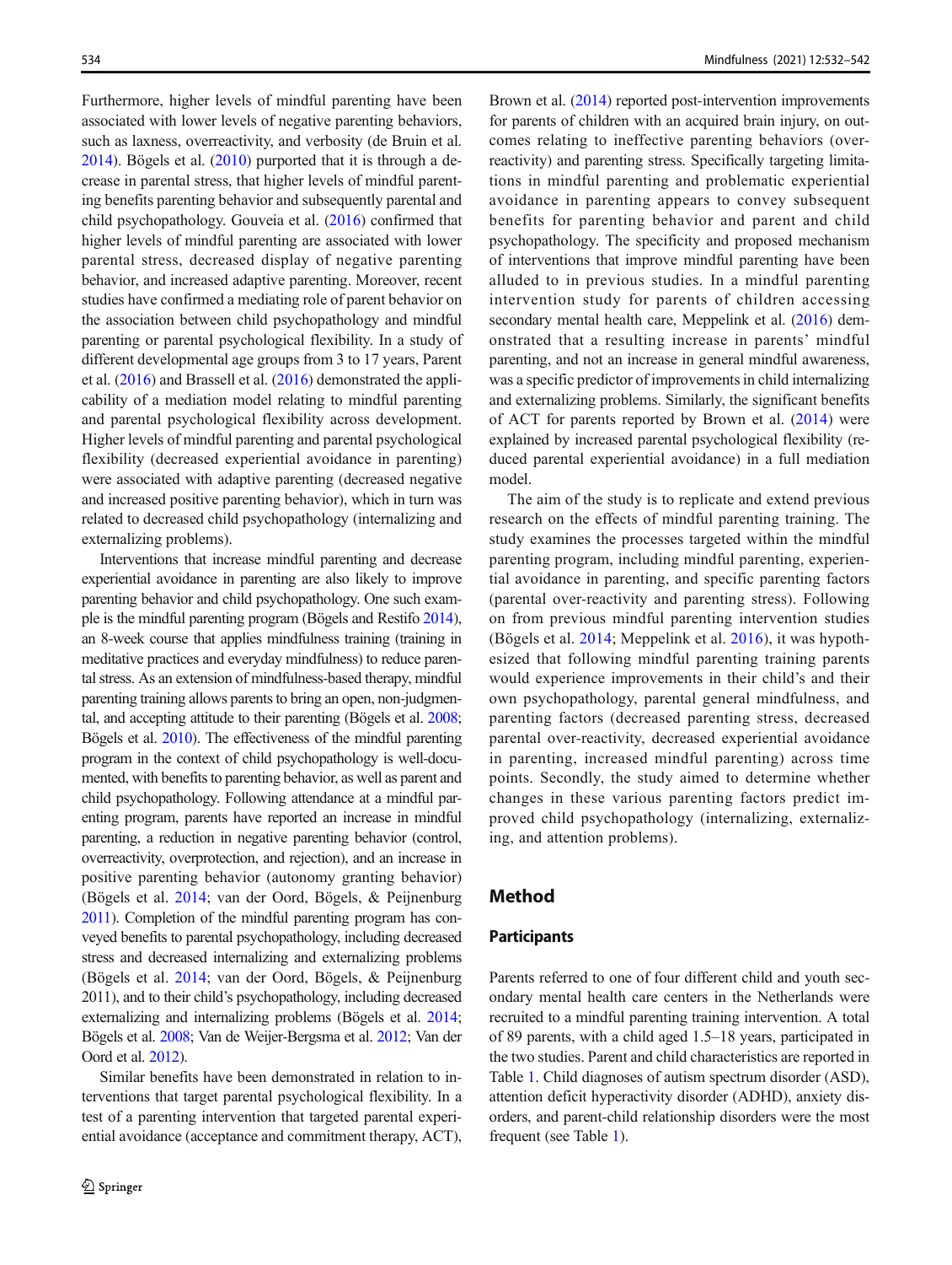Furthermore, higher levels of mindful parenting have been associated with lower levels of negative parenting behaviors, such as laxness, overreactivity, and verbosity (de Bruin et al. 2014). Bögels et al. (2010) purported that it is through a decrease in parental stress, that higher levels of mindful parenting benefits parenting behavior and subsequently parental and child psychopathology. Gouveia et al. (2016) confirmed that higher levels of mindful parenting are associated with lower parental stress, decreased display of negative parenting behavior, and increased adaptive parenting. Moreover, recent studies have confirmed a mediating role of parent behavior on the association between child psychopathology and mindful parenting or parental psychological flexibility. In a study of different developmental age groups from 3 to 17 years, Parent et al. (2016) and Brassell et al. (2016) demonstrated the applicability of a mediation model relating to mindful parenting and parental psychological flexibility across development. Higher levels of mindful parenting and parental psychological flexibility (decreased experiential avoidance in parenting) were associated with adaptive parenting (decreased negative and increased positive parenting behavior), which in turn was related to decreased child psychopathology (internalizing and externalizing problems).

Interventions that increase mindful parenting and decrease experiential avoidance in parenting are also likely to improve parenting behavior and child psychopathology. One such example is the mindful parenting program (Bögels and Restifo 2014), an 8-week course that applies mindfulness training (training in meditative practices and everyday mindfulness) to reduce parental stress. As an extension of mindfulness-based therapy, mindful parenting training allows parents to bring an open, non-judgmental, and accepting attitude to their parenting (Bögels et al. 2008; Bögels et al. 2010). The effectiveness of the mindful parenting program in the context of child psychopathology is well-documented, with benefits to parenting behavior, as well as parent and child psychopathology. Following attendance at a mindful parenting program, parents have reported an increase in mindful parenting, a reduction in negative parenting behavior (control, overreactivity, overprotection, and rejection), and an increase in positive parenting behavior (autonomy granting behavior) (Bögels et al. 2014; van der Oord, Bögels, & Peijnenburg 2011). Completion of the mindful parenting program has conveyed benefits to parental psychopathology, including decreased stress and decreased internalizing and externalizing problems (Bögels et al. 2014; van der Oord, Bögels, & Peijnenburg 2011), and to their child's psychopathology, including decreased externalizing and internalizing problems (Bögels et al. 2014; Bögels et al. 2008; Van de Weijer-Bergsma et al. 2012; Van der Oord et al. 2012).

Similar benefits have been demonstrated in relation to interventions that target parental psychological flexibility. In a test of a parenting intervention that targeted parental experiential avoidance (acceptance and commitment therapy, ACT), Brown et al. (2014) reported post-intervention improvements for parents of children with an acquired brain injury, on outcomes relating to ineffective parenting behaviors (overreactivity) and parenting stress. Specifically targeting limitations in mindful parenting and problematic experiential avoidance in parenting appears to convey subsequent benefits for parenting behavior and parent and child psychopathology. The specificity and proposed mechanism of interventions that improve mindful parenting have been alluded to in previous studies. In a mindful parenting intervention study for parents of children accessing secondary mental health care, Meppelink et al. (2016) demonstrated that a resulting increase in parents' mindful parenting, and not an increase in general mindful awareness, was a specific predictor of improvements in child internalizing and externalizing problems. Similarly, the significant benefits of ACT for parents reported by Brown et al. (2014) were explained by increased parental psychological flexibility (reduced parental experiential avoidance) in a full mediation model.

The aim of the study is to replicate and extend previous research on the effects of mindful parenting training. The study examines the processes targeted within the mindful parenting program, including mindful parenting, experiential avoidance in parenting, and specific parenting factors (parental over-reactivity and parenting stress). Following on from previous mindful parenting intervention studies (Bögels et al. 2014; Meppelink et al. 2016), it was hypothesized that following mindful parenting training parents would experience improvements in their child's and their own psychopathology, parental general mindfulness, and parenting factors (decreased parenting stress, decreased parental over-reactivity, decreased experiential avoidance in parenting, increased mindful parenting) across time points. Secondly, the study aimed to determine whether changes in these various parenting factors predict improved child psychopathology (internalizing, externalizing, and attention problems).

## Method

### Participants

Parents referred to one of four different child and youth secondary mental health care centers in the Netherlands were recruited to a mindful parenting training intervention. A total of 89 parents, with a child aged 1.5–18 years, participated in the two studies. Parent and child characteristics are reported in Table 1. Child diagnoses of autism spectrum disorder (ASD), attention deficit hyperactivity disorder (ADHD), anxiety disorders, and parent-child relationship disorders were the most frequent (see Table 1).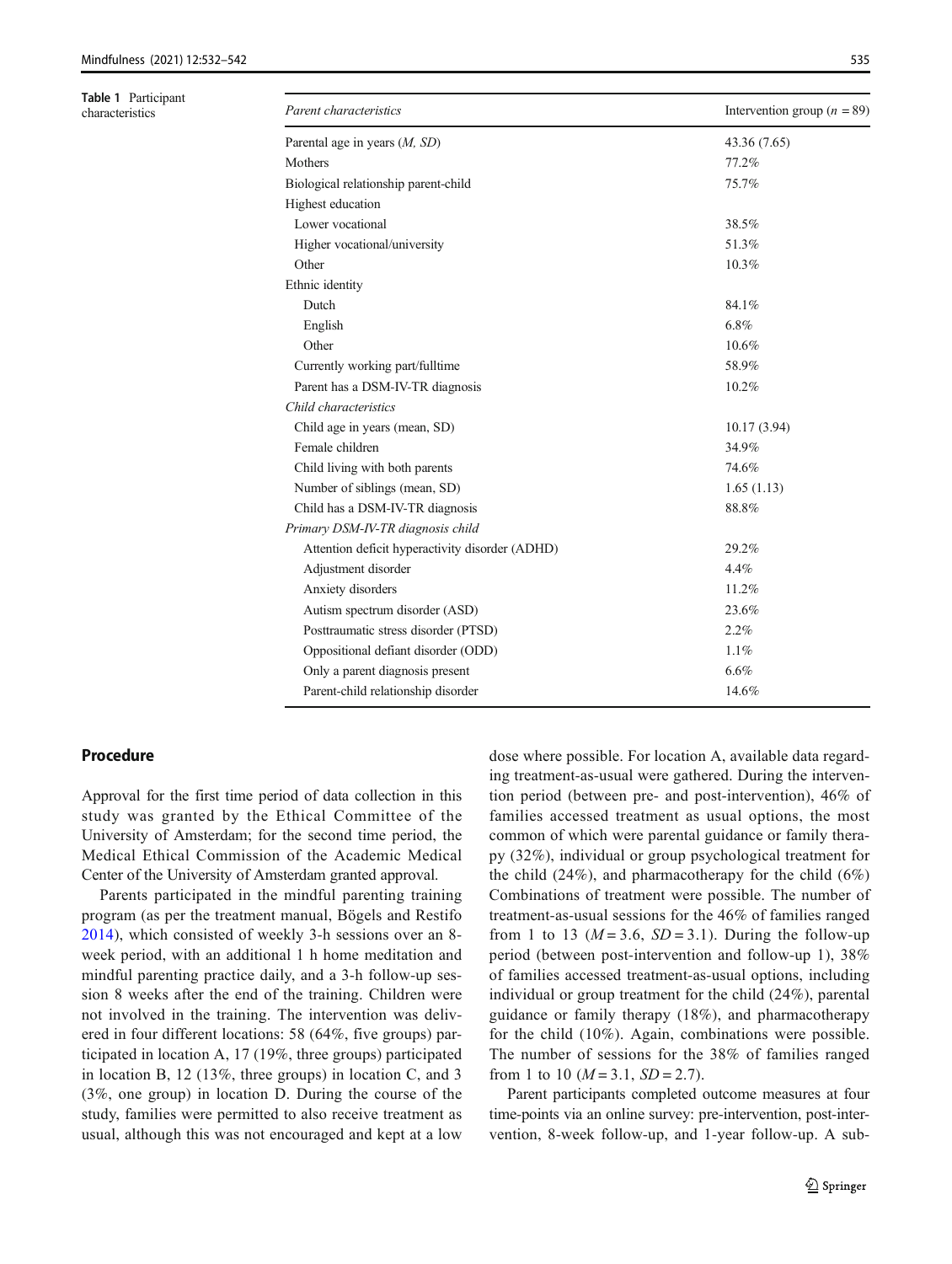**Table 1** Participant characteristics

| *Parent characteristics* | Intervention group ($n$ = 89) |
|---|---|
| Parental age in years (*M, SD*) | 43.36 (7.65) |
| Mothers | 77.2% |
| Biological relationship parent-child | 75.7% |
| Highest education | |
| Lower vocational | 38.5% |
| Higher vocational/university | 51.3% |
| Other | 10.3% |
| Ethnic identity | |
| Dutch | 84.1% |
| English | 6.8% |
| Other | 10.6% |
| Currently working part/fulltime | 58.9% |
| Parent has a DSM-IV-TR diagnosis | 10.2% |
| *Child characteristics* | |
| Child age in years (mean, SD) | 10.17 (3.94) |
| Female children | 34.9% |
| Child living with both parents | 74.6% |
| Number of siblings (mean, SD) | 1.65 (1.13) |
| Child has a DSM-IV-TR diagnosis | 88.8% |
| *Primary DSM-IV-TR diagnosis child* | |
| Attention deficit hyperactivity disorder (ADHD) | 29.2% |
| Adjustment disorder | 4.4% |
| Anxiety disorders | 11.2% |
| Autism spectrum disorder (ASD) | 23.6% |
| Posttraumatic stress disorder (PTSD) | 2.2% |
| Oppositional defiant disorder (ODD) | 1.1% |
| Only a parent diagnosis present | 6.6% |
| Parent-child relationship disorder | 14.6% |

## Procedure

Approval for the first time period of data collection in this study was granted by the Ethical Committee of the University of Amsterdam; for the second time period, the Medical Ethical Commission of the Academic Medical Center of the University of Amsterdam granted approval.

Parents participated in the mindful parenting training program (as per the treatment manual, Bögels and Restifo 2014), which consisted of weekly 3-h sessions over an 8-week period, with an additional 1 h home meditation and mindful parenting practice daily, and a 3-h follow-up session 8 weeks after the end of the training. Children were not involved in the training. The intervention was delivered in four different locations: 58 (64%, five groups) participated in location A, 17 (19%, three groups) participated in location B, 12 (13%, three groups) in location C, and 3 (3%, one group) in location D. During the course of the study, families were permitted to also receive treatment as usual, although this was not encouraged and kept at a low dose where possible. For location A, available data regarding treatment-as-usual were gathered. During the intervention period (between pre- and post-intervention), 46% of families accessed treatment as usual options, the most common of which were parental guidance or family therapy (32%), individual or group psychological treatment for the child (24%), and pharmacotherapy for the child (6%) Combinations of treatment were possible. The number of treatment-as-usual sessions for the 46% of families ranged from 1 to 13 ($M = 3.6$, $SD = 3.1$). During the follow-up period (between post-intervention and follow-up 1), 38% of families accessed treatment-as-usual options, including individual or group treatment for the child (24%), parental guidance or family therapy (18%), and pharmacotherapy for the child (10%). Again, combinations were possible. The number of sessions for the 38% of families ranged from 1 to 10 ($M = 3.1$, $SD = 2.7$).

Parent participants completed outcome measures at four time-points via an online survey: pre-intervention, post-intervention, 8-week follow-up, and 1-year follow-up. A sub-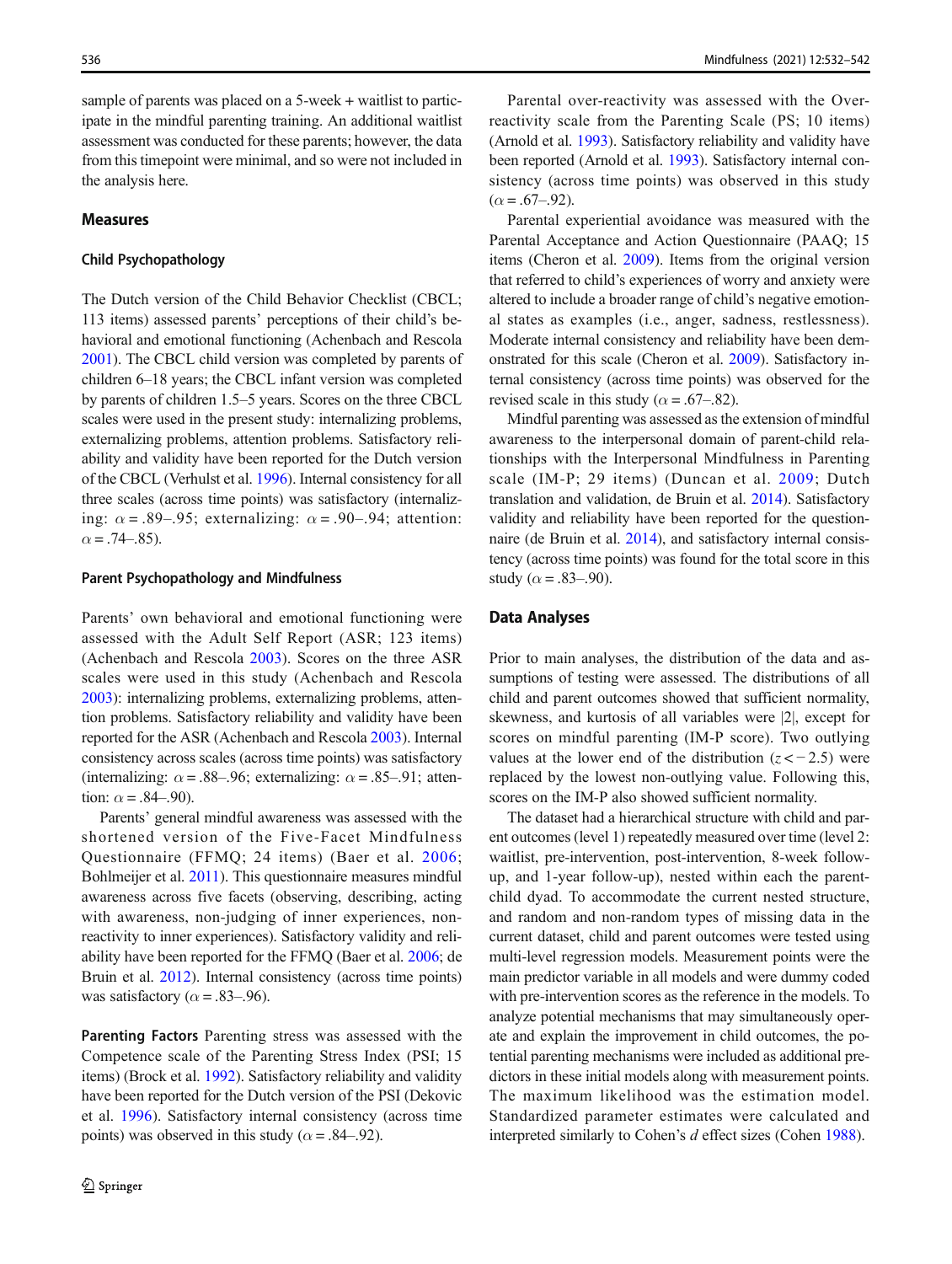sample of parents was placed on a 5-week + waitlist to participate in the mindful parenting training. An additional waitlist assessment was conducted for these parents; however, the data from this timepoint were minimal, and so were not included in the analysis here.

## Measures

### Child Psychopathology

The Dutch version of the Child Behavior Checklist (CBCL; 113 items) assessed parents' perceptions of their child's behavioral and emotional functioning (Achenbach and Rescola 2001). The CBCL child version was completed by parents of children 6–18 years; the CBCL infant version was completed by parents of children 1.5–5 years. Scores on the three CBCL scales were used in the present study: internalizing problems, externalizing problems, attention problems. Satisfactory reliability and validity have been reported for the Dutch version of the CBCL (Verhulst et al. 1996). Internal consistency for all three scales (across time points) was satisfactory (internalizing: $\alpha = .89–.95$; externalizing: $\alpha = .90–.94$; attention: $\alpha = .74–.85$).

### Parent Psychopathology and Mindfulness

Parents' own behavioral and emotional functioning were assessed with the Adult Self Report (ASR; 123 items) (Achenbach and Rescola 2003). Scores on the three ASR scales were used in this study (Achenbach and Rescola 2003): internalizing problems, externalizing problems, attention problems. Satisfactory reliability and validity have been reported for the ASR (Achenbach and Rescola 2003). Internal consistency across scales (across time points) was satisfactory (internalizing: $\alpha = .88–.96$; externalizing: $\alpha = .85–.91$; attention: $\alpha = .84–.90$).

Parents' general mindful awareness was assessed with the shortened version of the Five-Facet Mindfulness Questionnaire (FFMQ; 24 items) (Baer et al. 2006; Bohlmeijer et al. 2011). This questionnaire measures mindful awareness across five facets (observing, describing, acting with awareness, non-judging of inner experiences, non-reactivity to inner experiences). Satisfactory validity and reliability have been reported for the FFMQ (Baer et al. 2006; de Bruin et al. 2012). Internal consistency (across time points) was satisfactory ($\alpha = .83–.96$).

**Parenting Factors** Parenting stress was assessed with the Competence scale of the Parenting Stress Index (PSI; 15 items) (Brock et al. 1992). Satisfactory reliability and validity have been reported for the Dutch version of the PSI (Dekovic et al. 1996). Satisfactory internal consistency (across time points) was observed in this study ($\alpha = .84–.92$).

Parental over-reactivity was assessed with the Over-reactivity scale from the Parenting Scale (PS; 10 items) (Arnold et al. 1993). Satisfactory reliability and validity have been reported (Arnold et al. 1993). Satisfactory internal consistency (across time points) was observed in this study ($\alpha = .67–.92$).

Parental experiential avoidance was measured with the Parental Acceptance and Action Questionnaire (PAAQ; 15 items (Cheron et al. 2009). Items from the original version that referred to child's experiences of worry and anxiety were altered to include a broader range of child's negative emotional states as examples (i.e., anger, sadness, restlessness). Moderate internal consistency and reliability have been demonstrated for this scale (Cheron et al. 2009). Satisfactory internal consistency (across time points) was observed for the revised scale in this study ($\alpha = .67–.82$).

Mindful parenting was assessed as the extension of mindful awareness to the interpersonal domain of parent-child relationships with the Interpersonal Mindfulness in Parenting scale (IM-P; 29 items) (Duncan et al. 2009; Dutch translation and validation, de Bruin et al. 2014). Satisfactory validity and reliability have been reported for the questionnaire (de Bruin et al. 2014), and satisfactory internal consistency (across time points) was found for the total score in this study ($\alpha = .83–.90$).

## Data Analyses

Prior to main analyses, the distribution of the data and assumptions of testing were assessed. The distributions of all child and parent outcomes showed that sufficient normality, skewness, and kurtosis of all variables were |2|, except for scores on mindful parenting (IM-P score). Two outlying values at the lower end of the distribution ($z < -2.5$) were replaced by the lowest non-outlying value. Following this, scores on the IM-P also showed sufficient normality.

The dataset had a hierarchical structure with child and parent outcomes (level 1) repeatedly measured over time (level 2: waitlist, pre-intervention, post-intervention, 8-week follow-up, and 1-year follow-up), nested within each the parent-child dyad. To accommodate the current nested structure, and random and non-random types of missing data in the current dataset, child and parent outcomes were tested using multi-level regression models. Measurement points were the main predictor variable in all models and were dummy coded with pre-intervention scores as the reference in the models. To analyze potential mechanisms that may simultaneously operate and explain the improvement in child outcomes, the potential parenting mechanisms were included as additional predictors in these initial models along with measurement points. The maximum likelihood was the estimation model. Standardized parameter estimates were calculated and interpreted similarly to Cohen's *d* effect sizes (Cohen 1988).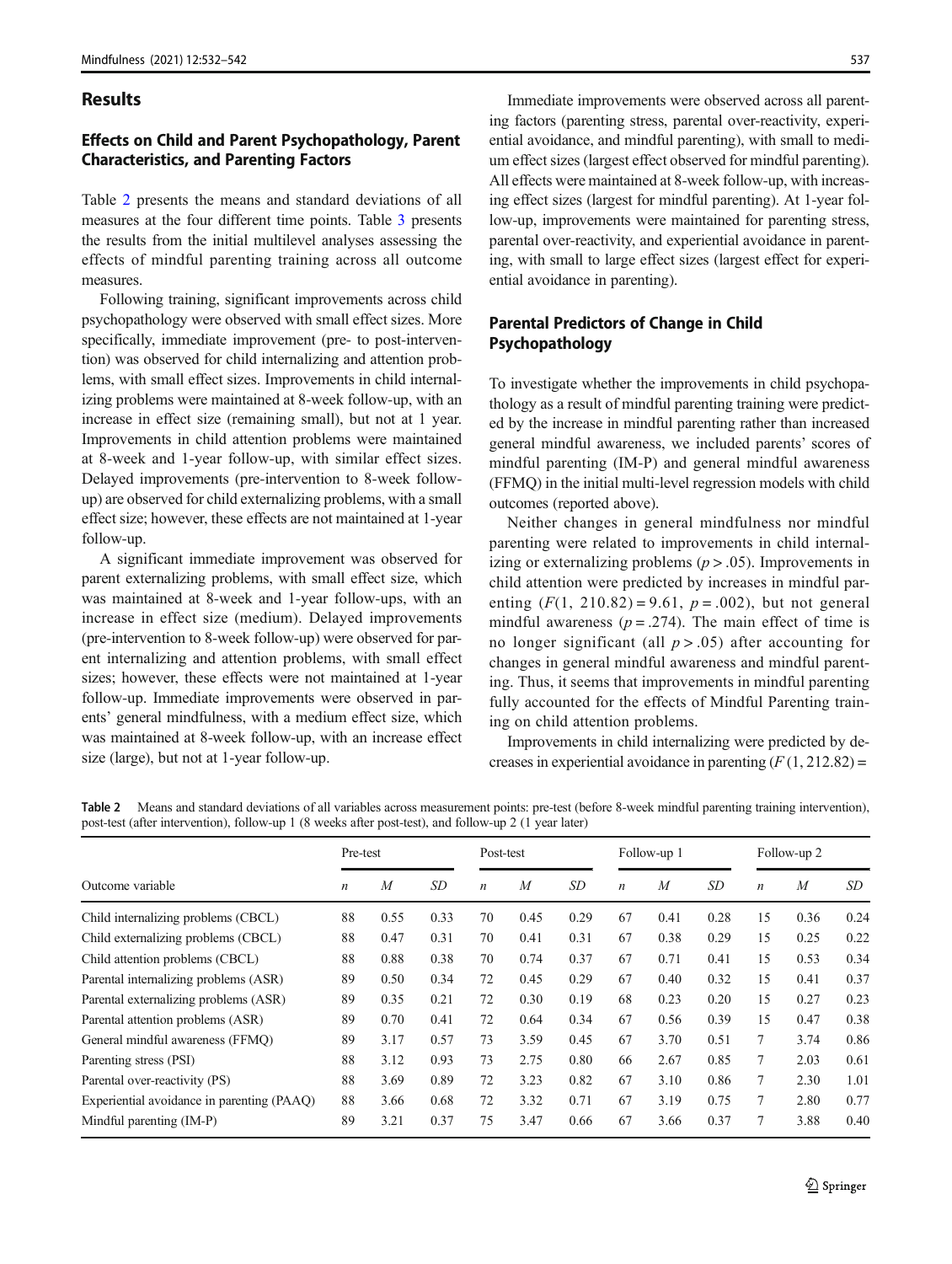## Results

### Effects on Child and Parent Psychopathology, Parent Characteristics, and Parenting Factors

Table 2 presents the means and standard deviations of all measures at the four different time points. Table 3 presents the results from the initial multilevel analyses assessing the effects of mindful parenting training across all outcome measures.

Following training, significant improvements across child psychopathology were observed with small effect sizes. More specifically, immediate improvement (pre- to post-intervention) was observed for child internalizing and attention problems, with small effect sizes. Improvements in child internalizing problems were maintained at 8-week follow-up, with an increase in effect size (remaining small), but not at 1 year. Improvements in child attention problems were maintained at 8-week and 1-year follow-up, with similar effect sizes. Delayed improvements (pre-intervention to 8-week follow-up) are observed for child externalizing problems, with a small effect size; however, these effects are not maintained at 1-year follow-up.

A significant immediate improvement was observed for parent externalizing problems, with small effect size, which was maintained at 8-week and 1-year follow-ups, with an increase in effect size (medium). Delayed improvements (pre-intervention to 8-week follow-up) were observed for parent internalizing and attention problems, with small effect sizes; however, these effects were not maintained at 1-year follow-up. Immediate improvements were observed in parents' general mindfulness, with a medium effect size, which was maintained at 8-week follow-up, with an increase effect size (large), but not at 1-year follow-up.

Immediate improvements were observed across all parenting factors (parenting stress, parental over-reactivity, experiential avoidance, and mindful parenting), with small to medium effect sizes (largest effect observed for mindful parenting). All effects were maintained at 8-week follow-up, with increasing effect sizes (largest for mindful parenting). At 1-year follow-up, improvements were maintained for parenting stress, parental over-reactivity, and experiential avoidance in parenting, with small to large effect sizes (largest effect for experiential avoidance in parenting).

### Parental Predictors of Change in Child Psychopathology

To investigate whether the improvements in child psychopathology as a result of mindful parenting training were predicted by the increase in mindful parenting rather than increased general mindful awareness, we included parents' scores of mindful parenting (IM-P) and general mindful awareness (FFMQ) in the initial multi-level regression models with child outcomes (reported above).

Neither changes in general mindfulness nor mindful parenting were related to improvements in child internalizing or externalizing problems ($p > .05$). Improvements in child attention were predicted by increases in mindful parenting ($F(1, 210.82) = 9.61$, $p = .002$), but not general mindful awareness ($p = .274$). The main effect of time is no longer significant (all $p > .05$) after accounting for changes in general mindful awareness and mindful parenting. Thus, it seems that improvements in mindful parenting fully accounted for the effects of Mindful Parenting training on child attention problems.

Improvements in child internalizing were predicted by decreases in experiential avoidance in parenting ($F(1, 212.82) =$

**Table 2** Means and standard deviations of all variables across measurement points: pre-test (before 8-week mindful parenting training intervention), post-test (after intervention), follow-up 1 (8 weeks after post-test), and follow-up 2 (1 year later)

| Outcome variable | Pre-test | | | Post-test | | | Follow-up 1 | | | Follow-up 2 | | |
|---|---|---|---|---|---|---|---|---|---|---|---|---|
| | *n* | *M* | *SD* | *n* | *M* | *SD* | *n* | *M* | *SD* | *n* | *M* | *SD* |
| Child internalizing problems (CBCL) | 88 | 0.55 | 0.33 | 70 | 0.45 | 0.29 | 67 | 0.41 | 0.28 | 15 | 0.36 | 0.24 |
| Child externalizing problems (CBCL) | 88 | 0.47 | 0.31 | 70 | 0.41 | 0.31 | 67 | 0.38 | 0.29 | 15 | 0.25 | 0.22 |
| Child attention problems (CBCL) | 88 | 0.88 | 0.38 | 70 | 0.74 | 0.37 | 67 | 0.71 | 0.41 | 15 | 0.53 | 0.34 |
| Parental internalizing problems (ASR) | 89 | 0.50 | 0.34 | 72 | 0.45 | 0.29 | 67 | 0.40 | 0.32 | 15 | 0.41 | 0.37 |
| Parental externalizing problems (ASR) | 89 | 0.35 | 0.21 | 72 | 0.30 | 0.19 | 68 | 0.23 | 0.20 | 15 | 0.27 | 0.23 |
| Parental attention problems (ASR) | 89 | 0.70 | 0.41 | 72 | 0.64 | 0.34 | 67 | 0.56 | 0.39 | 15 | 0.47 | 0.38 |
| General mindful awareness (FFMQ) | 89 | 3.17 | 0.57 | 73 | 3.59 | 0.45 | 67 | 3.70 | 0.51 | 7 | 3.74 | 0.86 |
| Parenting stress (PSI) | 88 | 3.12 | 0.93 | 73 | 2.75 | 0.80 | 66 | 2.67 | 0.85 | 7 | 2.03 | 0.61 |
| Parental over-reactivity (PS) | 88 | 3.69 | 0.89 | 72 | 3.23 | 0.82 | 67 | 3.10 | 0.86 | 7 | 2.30 | 1.01 |
| Experiential avoidance in parenting (PAAQ) | 88 | 3.66 | 0.68 | 72 | 3.32 | 0.71 | 67 | 3.19 | 0.75 | 7 | 2.80 | 0.77 |
| Mindful parenting (IM-P) | 89 | 3.21 | 0.37 | 75 | 3.47 | 0.66 | 67 | 3.66 | 0.37 | 7 | 3.88 | 0.40 |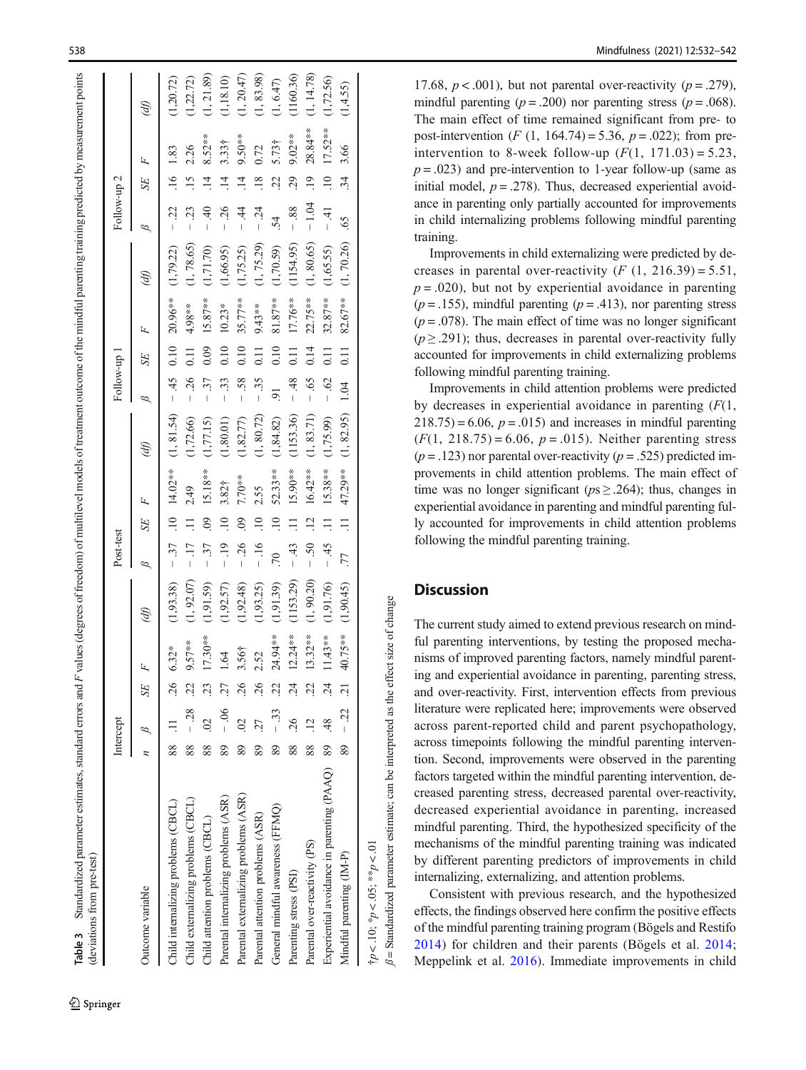**Table 3** Standardized parameter estimates, standard errors and *F* values (degrees of freedom) of multilevel models of treatment outcome of the mindful parenting training predicted by measurement points (deviations from pre-test)

| Outcome variable | Intercept | | | | | Post-test | | | | Follow-up 1 | | | | Follow-up 2 | | | |
|---|---|---|---|---|---|---|---|---|---|---|---|---|---|---|---|---|---|
| | *n* | *β* | *SE* | *F* | (*df*) | *β* | *SE* | *F* | (*df*) | *β* | *SE* | *F* | (*df*) | *β* | *SE* | *F* | (*df*) |
| Child internalizing problems (CBCL) | 88 | .11 | .26 | 6.32* | (1,93.38) | − .37 | .10 | 14.02** | (1, 81.54) | − .45 | 0.10 | 20.96** | (1,79.22) | − .22 | .16 | 1.83 | (1,20.72) |
| Child externalizing problems (CBCL) | 88 | − .28 | .22 | 9.57** | (1, 92.07) | − .17 | .11 | 2.49 | (1,72.66) | − .26 | 0.11 | 4.98** | (1, 78.65) | − .23 | .15 | 2.26 | (1,22.72) |
| Child attention problems (CBCL) | 88 | .02 | .23 | 17.30** | (1,91.59) | − .37 | .09 | 15.18** | (1,77.15) | − .37 | 0.09 | 15.87** | (1,71.70) | − .40 | .14 | 8.52** | (1, 21.89) |
| Parental internalizing problems (ASR) | 89 | − .06 | .27 | 1.64 | (1,92.57) | − .19 | .10 | 3.82† | (1,80.01) | − .33 | 0.10 | 10.23* | (1,66.95) | − .26 | .14 | 3.33† | (1,18.10) |
| Parental externalizing problems (ASR) | 89 | .02 | .26 | 3.56† | (1,92.48) | − .26 | .09 | 7.70** | (1,82.77) | − .58 | 0.10 | 35.77** | (1,75.25) | − .44 | .14 | 9.50** | (1, 20.47) |
| Parental attention problems (ASR) | 89 | .27 | .26 | 2.52 | (1,93.25) | − .16 | .10 | 2.55 | (1, 80.72) | − .35 | 0.11 | 9.43** | (1, 75.29) | − .24 | .18 | 0.72 | (1, 83.98) |
| General mindful awareness (FFMQ) | 89 | − .33 | .22 | 24.94** | (1,91.39) | .70 | .10 | 52.33** | (1,84.82) | .91 | 0.10 | 81.87** | (1,70.59) | .54 | .22 | 5.73† | (1, 6.47) |
| Parenting stress (PSI) | 88 | .26 | .24 | 12.24** | (1153.29) | − .43 | .11 | 15.90** | (1153.36) | − .48 | 0.11 | 17.76** | (1154.95) | − .88 | .29 | 9.02** | (1160.36) |
| Parental over-reactivity (PS) | 88 | .12 | .22 | 13.32** | (1, 90.20) | − .50 | .12 | 16.42** | (1, 83.71) | − .65 | 0.14 | 22.75** | (1, 80.65) | −1.04 | .19 | 28.84** | (1, 14.78) |
| Experiential avoidance in parenting (PAAQ) | 89 | .48 | .24 | 11.43** | (1,91.76) | − .45 | .11 | 15.38** | (1,75.99) | − .62 | 0.11 | 32.87** | (1,65.55) | − .41 | .10 | 17.52** | (1,72.56) |
| Mindful parenting (IM-P) | 89 | − .22 | .21 | 40.75** | (1,90.45) | .77 | .11 | 47.29** | (1, 82.95) | 1.04 | 0.11 | 82.67** | (1, 70.26) | .65 | .34 | 3.66 | (1,4.55) |

†$p < .10$; *$p < .05$; **$p < .01$

*β* = Standardized parameter estimate; can be interpreted as the effect size of change

17.68, $p < .001$), but not parental over-reactivity ($p = .279$), mindful parenting ($p = .200$) nor parenting stress ($p = .068$). The main effect of time remained significant from pre- to post-intervention ($F$ (1, 164.74) = 5.36, $p = .022$); from pre-intervention to 8-week follow-up ($F$(1, 171.03) = 5.23, $p = .023$) and pre-intervention to 1-year follow-up (same as initial model, $p = .278$). Thus, decreased experiential avoidance in parenting only partially accounted for improvements in child internalizing problems following mindful parenting training.

Improvements in child externalizing were predicted by decreases in parental over-reactivity ($F$ (1, 216.39) = 5.51, $p = .020$), but not by experiential avoidance in parenting ($p = .155$), mindful parenting ($p = .413$), nor parenting stress ($p = .078$). The main effect of time was no longer significant ($p \geq .291$); thus, decreases in parental over-reactivity fully accounted for improvements in child externalizing problems following mindful parenting training.

Improvements in child attention problems were predicted by decreases in experiential avoidance in parenting ($F$(1, 218.75) = 6.06, $p = .015$) and increases in mindful parenting ($F$(1, 218.75) = 6.06, $p = .015$). Neither parenting stress ($p = .123$) nor parental over-reactivity ($p = .525$) predicted improvements in child attention problems. The main effect of time was no longer significant ($ps \geq .264$); thus, changes in experiential avoidance in parenting and mindful parenting fully accounted for improvements in child attention problems following the mindful parenting training.

## Discussion

The current study aimed to extend previous research on mindful parenting interventions, by testing the proposed mechanisms of improved parenting factors, namely mindful parenting and experiential avoidance in parenting, parenting stress, and over-reactivity. First, intervention effects from previous literature were replicated here; improvements were observed across parent-reported child and parent psychopathology, across timepoints following the mindful parenting intervention. Second, improvements were observed in the parenting factors targeted within the mindful parenting intervention, decreased parenting stress, decreased parental over-reactivity, decreased experiential avoidance in parenting, increased mindful parenting. Third, the hypothesized specificity of the mechanisms of the mindful parenting training was indicated by different parenting predictors of improvements in child internalizing, externalizing, and attention problems.

Consistent with previous research, and the hypothesized effects, the findings observed here confirm the positive effects of the mindful parenting training program (Bögels and Restifo 2014) for children and their parents (Bögels et al. 2014; Meppelink et al. 2016). Immediate improvements in child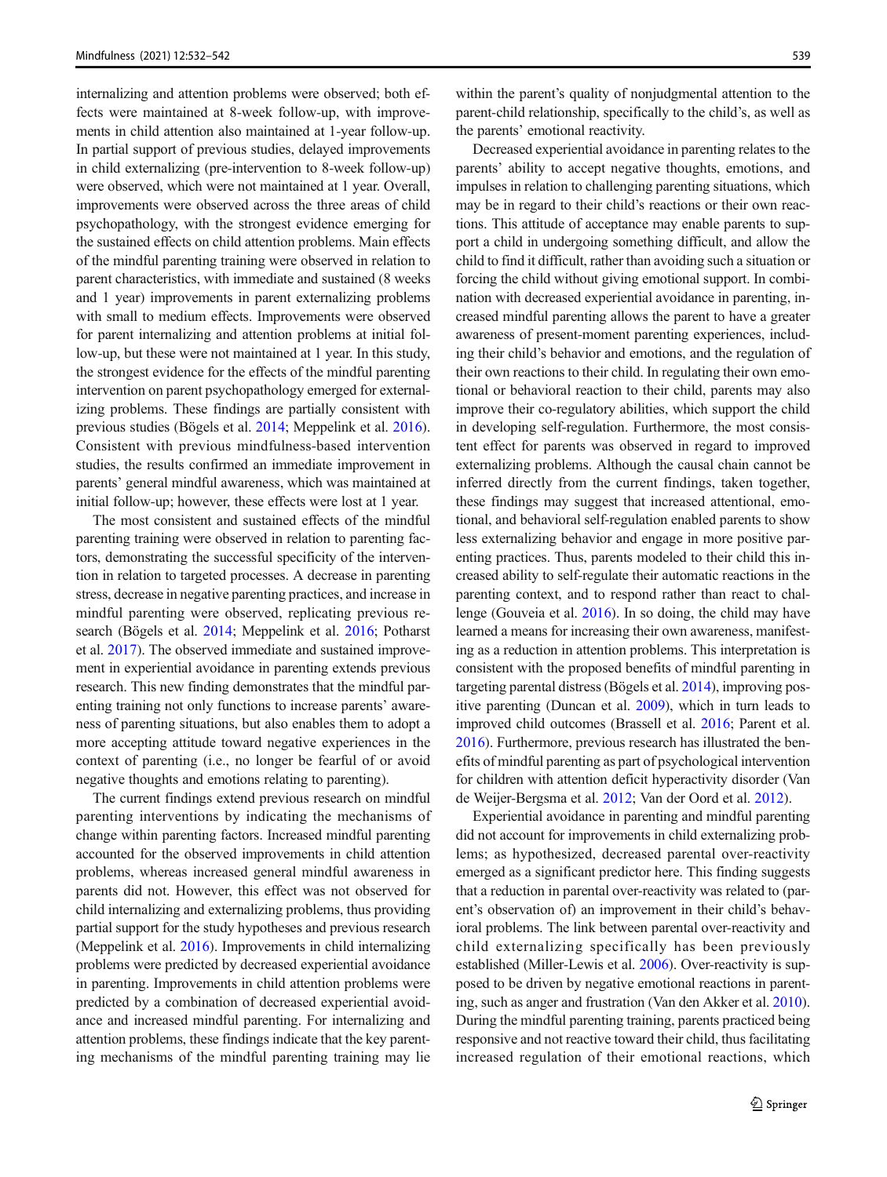internalizing and attention problems were observed; both effects were maintained at 8-week follow-up, with improvements in child attention also maintained at 1-year follow-up. In partial support of previous studies, delayed improvements in child externalizing (pre-intervention to 8-week follow-up) were observed, which were not maintained at 1 year. Overall, improvements were observed across the three areas of child psychopathology, with the strongest evidence emerging for the sustained effects on child attention problems. Main effects of the mindful parenting training were observed in relation to parent characteristics, with immediate and sustained (8 weeks and 1 year) improvements in parent externalizing problems with small to medium effects. Improvements were observed for parent internalizing and attention problems at initial follow-up, but these were not maintained at 1 year. In this study, the strongest evidence for the effects of the mindful parenting intervention on parent psychopathology emerged for externalizing problems. These findings are partially consistent with previous studies (Bögels et al. 2014; Meppelink et al. 2016). Consistent with previous mindfulness-based intervention studies, the results confirmed an immediate improvement in parents' general mindful awareness, which was maintained at initial follow-up; however, these effects were lost at 1 year.

The most consistent and sustained effects of the mindful parenting training were observed in relation to parenting factors, demonstrating the successful specificity of the intervention in relation to targeted processes. A decrease in parenting stress, decrease in negative parenting practices, and increase in mindful parenting were observed, replicating previous research (Bögels et al. 2014; Meppelink et al. 2016; Potharst et al. 2017). The observed immediate and sustained improvement in experiential avoidance in parenting extends previous research. This new finding demonstrates that the mindful parenting training not only functions to increase parents' awareness of parenting situations, but also enables them to adopt a more accepting attitude toward negative experiences in the context of parenting (i.e., no longer be fearful of or avoid negative thoughts and emotions relating to parenting).

The current findings extend previous research on mindful parenting interventions by indicating the mechanisms of change within parenting factors. Increased mindful parenting accounted for the observed improvements in child attention problems, whereas increased general mindful awareness in parents did not. However, this effect was not observed for child internalizing and externalizing problems, thus providing partial support for the study hypotheses and previous research (Meppelink et al. 2016). Improvements in child internalizing problems were predicted by decreased experiential avoidance in parenting. Improvements in child attention problems were predicted by a combination of decreased experiential avoidance and increased mindful parenting. For internalizing and attention problems, these findings indicate that the key parenting mechanisms of the mindful parenting training may lie within the parent's quality of nonjudgmental attention to the parent-child relationship, specifically to the child's, as well as the parents' emotional reactivity.

Decreased experiential avoidance in parenting relates to the parents' ability to accept negative thoughts, emotions, and impulses in relation to challenging parenting situations, which may be in regard to their child's reactions or their own reactions. This attitude of acceptance may enable parents to support a child in undergoing something difficult, and allow the child to find it difficult, rather than avoiding such a situation or forcing the child without giving emotional support. In combination with decreased experiential avoidance in parenting, increased mindful parenting allows the parent to have a greater awareness of present-moment parenting experiences, including their child's behavior and emotions, and the regulation of their own reactions to their child. In regulating their own emotional or behavioral reaction to their child, parents may also improve their co-regulatory abilities, which support the child in developing self-regulation. Furthermore, the most consistent effect for parents was observed in regard to improved externalizing problems. Although the causal chain cannot be inferred directly from the current findings, taken together, these findings may suggest that increased attentional, emotional, and behavioral self-regulation enabled parents to show less externalizing behavior and engage in more positive parenting practices. Thus, parents modeled to their child this increased ability to self-regulate their automatic reactions in the parenting context, and to respond rather than react to challenge (Gouveia et al. 2016). In so doing, the child may have learned a means for increasing their own awareness, manifesting as a reduction in attention problems. This interpretation is consistent with the proposed benefits of mindful parenting in targeting parental distress (Bögels et al. 2014), improving positive parenting (Duncan et al. 2009), which in turn leads to improved child outcomes (Brassell et al. 2016; Parent et al. 2016). Furthermore, previous research has illustrated the benefits of mindful parenting as part of psychological intervention for children with attention deficit hyperactivity disorder (Van de Weijer-Bergsma et al. 2012; Van der Oord et al. 2012).

Experiential avoidance in parenting and mindful parenting did not account for improvements in child externalizing problems; as hypothesized, decreased parental over-reactivity emerged as a significant predictor here. This finding suggests that a reduction in parental over-reactivity was related to (parent's observation of) an improvement in their child's behavioral problems. The link between parental over-reactivity and child externalizing specifically has been previously established (Miller-Lewis et al. 2006). Over-reactivity is supposed to be driven by negative emotional reactions in parenting, such as anger and frustration (Van den Akker et al. 2010). During the mindful parenting training, parents practiced being responsive and not reactive toward their child, thus facilitating increased regulation of their emotional reactions, which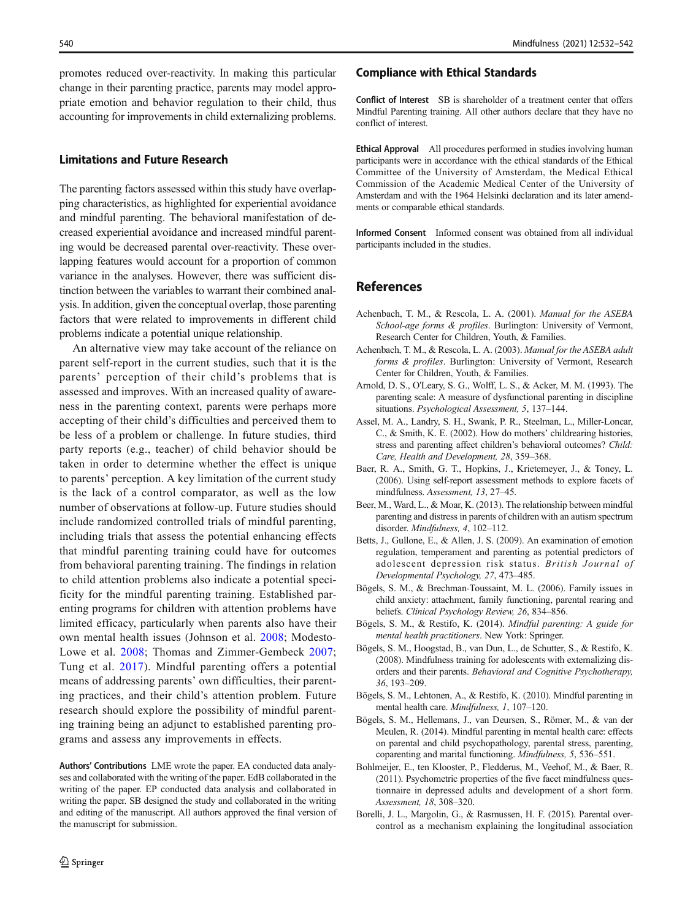promotes reduced over-reactivity. In making this particular change in their parenting practice, parents may model appropriate emotion and behavior regulation to their child, thus accounting for improvements in child externalizing problems.

## Limitations and Future Research

The parenting factors assessed within this study have overlapping characteristics, as highlighted for experiential avoidance and mindful parenting. The behavioral manifestation of decreased experiential avoidance and increased mindful parenting would be decreased parental over-reactivity. These overlapping features would account for a proportion of common variance in the analyses. However, there was sufficient distinction between the variables to warrant their combined analysis. In addition, given the conceptual overlap, those parenting factors that were related to improvements in different child problems indicate a potential unique relationship.

An alternative view may take account of the reliance on parent self-report in the current studies, such that it is the parents' perception of their child's problems that is assessed and improves. With an increased quality of awareness in the parenting context, parents were perhaps more accepting of their child's difficulties and perceived them to be less of a problem or challenge. In future studies, third party reports (e.g., teacher) of child behavior should be taken in order to determine whether the effect is unique to parents' perception. A key limitation of the current study is the lack of a control comparator, as well as the low number of observations at follow-up. Future studies should include randomized controlled trials of mindful parenting, including trials that assess the potential enhancing effects that mindful parenting training could have for outcomes from behavioral parenting training. The findings in relation to child attention problems also indicate a potential specificity for the mindful parenting training. Established parenting programs for children with attention problems have limited efficacy, particularly when parents also have their own mental health issues (Johnson et al. 2008; Modesto-Lowe et al. 2008; Thomas and Zimmer-Gembeck 2007; Tung et al. 2017). Mindful parenting offers a potential means of addressing parents' own difficulties, their parenting practices, and their child's attention problem. Future research should explore the possibility of mindful parenting training being an adjunct to established parenting programs and assess any improvements in effects.

**Authors' Contributions** LME wrote the paper. EA conducted data analyses and collaborated with the writing of the paper. EdB collaborated in the writing of the paper. EP conducted data analysis and collaborated in writing the paper. SB designed the study and collaborated in the writing and editing of the manuscript. All authors approved the final version of the manuscript for submission.

## Compliance with Ethical Standards

**Conflict of Interest** SB is shareholder of a treatment center that offers Mindful Parenting training. All other authors declare that they have no conflict of interest.

**Ethical Approval** All procedures performed in studies involving human participants were in accordance with the ethical standards of the Ethical Committee of the University of Amsterdam, the Medical Ethical Commission of the Academic Medical Center of the University of Amsterdam and with the 1964 Helsinki declaration and its later amendments or comparable ethical standards.

**Informed Consent** Informed consent was obtained from all individual participants included in the studies.

## References

Achenbach, T. M., & Rescola, L. A. (2001). *Manual for the ASEBA School-age forms & profiles*. Burlington: University of Vermont, Research Center for Children, Youth, & Families.

Achenbach, T. M., & Rescola, L. A. (2003). *Manual for the ASEBA adult forms & profiles*. Burlington: University of Vermont, Research Center for Children, Youth, & Families.

Arnold, D. S., O'Leary, S. G., Wolff, L. S., & Acker, M. M. (1993). The parenting scale: A measure of dysfunctional parenting in discipline situations. *Psychological Assessment, 5*, 137–144.

Assel, M. A., Landry, S. H., Swank, P. R., Steelman, L., Miller-Loncar, C., & Smith, K. E. (2002). How do mothers' childrearing histories, stress and parenting affect children's behavioral outcomes? *Child: Care, Health and Development, 28*, 359–368.

Baer, R. A., Smith, G. T., Hopkins, J., Krietemeyer, J., & Toney, L. (2006). Using self-report assessment methods to explore facets of mindfulness. *Assessment, 13*, 27–45.

Beer, M., Ward, L., & Moar, K. (2013). The relationship between mindful parenting and distress in parents of children with an autism spectrum disorder. *Mindfulness, 4*, 102–112.

Betts, J., Gullone, E., & Allen, J. S. (2009). An examination of emotion regulation, temperament and parenting as potential predictors of adolescent depression risk status. *British Journal of Developmental Psychology, 27*, 473–485.

Bögels, S. M., & Brechman-Toussaint, M. L. (2006). Family issues in child anxiety: attachment, family functioning, parental rearing and beliefs. *Clinical Psychology Review, 26*, 834–856.

Bögels, S. M., & Restifo, K. (2014). *Mindful parenting: A guide for mental health practitioners*. New York: Springer.

Bögels, S. M., Hoogstad, B., van Dun, L., de Schutter, S., & Restifo, K. (2008). Mindfulness training for adolescents with externalizing disorders and their parents. *Behavioral and Cognitive Psychotherapy, 36*, 193–209.

Bögels, S. M., Lehtonen, A., & Restifo, K. (2010). Mindful parenting in mental health care. *Mindfulness, 1*, 107–120.

Bögels, S. M., Hellemans, J., van Deursen, S., Römer, M., & van der Meulen, R. (2014). Mindful parenting in mental health care: effects on parental and child psychopathology, parental stress, parenting, coparenting and marital functioning. *Mindfulness, 5*, 536–551.

Bohlmeijer, E., ten Klooster, P., Fledderus, M., Veehof, M., & Baer, R. (2011). Psychometric properties of the five facet mindfulness questionnaire in depressed adults and development of a short form. *Assessment, 18*, 308–320.

Borelli, J. L., Margolin, G., & Rasmussen, H. F. (2015). Parental overcontrol as a mechanism explaining the longitudinal association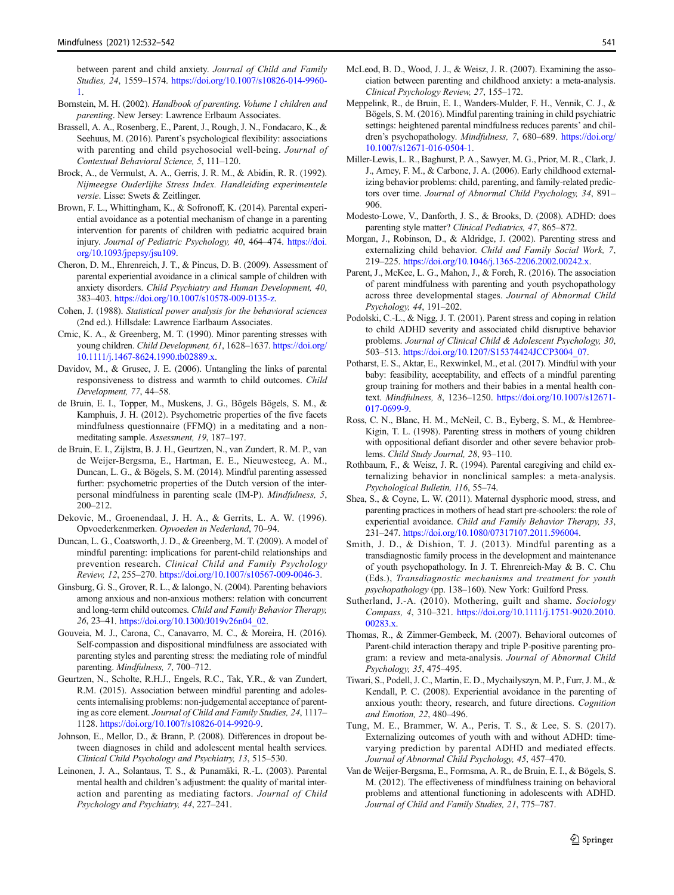between parent and child anxiety. *Journal of Child and Family Studies, 24*, 1559–1574. https://doi.org/10.1007/s10826-014-9960-1.

Bornstein, M. H. (2002). *Handbook of parenting. Volume 1 children and parenting*. New Jersey: Lawrence Erlbaum Associates.

Brassell, A. A., Rosenberg, E., Parent, J., Rough, J. N., Fondacaro, K., & Seehuus, M. (2016). Parent's psychological flexibility: associations with parenting and child psychosocial well-being. *Journal of Contextual Behavioral Science, 5*, 111–120.

Brock, A., de Vermulst, A. A., Gerris, J. R. M., & Abidin, R. R. (1992). *Nijmeegse Ouderlijke Stress Index. Handleiding experimentele versie*. Lisse: Swets & Zeitlinger.

Brown, F. L., Whittingham, K., & Sofronoff, K. (2014). Parental experiential avoidance as a potential mechanism of change in a parenting intervention for parents of children with pediatric acquired brain injury. *Journal of Pediatric Psychology, 40*, 464–474. https://doi.org/10.1093/jpepsy/jsu109.

Cheron, D. M., Ehrenreich, J. T., & Pincus, D. B. (2009). Assessment of parental experiential avoidance in a clinical sample of children with anxiety disorders. *Child Psychiatry and Human Development, 40*, 383–403. https://doi.org/10.1007/s10578-009-0135-z.

Cohen, J. (1988). *Statistical power analysis for the behavioral sciences* (2nd ed.). Hillsdale: Lawrence Earlbaum Associates.

Crnic, K. A., & Greenberg, M. T. (1990). Minor parenting stresses with young children. *Child Development, 61*, 1628–1637. https://doi.org/10.1111/j.1467-8624.1990.tb02889.x.

Davidov, M., & Grusec, J. E. (2006). Untangling the links of parental responsiveness to distress and warmth to child outcomes. *Child Development, 77*, 44–58.

de Bruin, E. I., Topper, M., Muskens, J. G., Bögels Bögels, S. M., & Kamphuis, J. H. (2012). Psychometric properties of the five facets mindfulness questionnaire (FFMQ) in a meditating and a non-meditating sample. *Assessment, 19*, 187–197.

de Bruin, E. I., Zijlstra, B. J. H., Geurtzen, N., van Zundert, R. M. P., van de Weijer-Bergsma, E., Hartman, E. E., Nieuwesteeg, A. M., Duncan, L. G., & Bögels, S. M. (2014). Mindful parenting assessed further: psychometric properties of the Dutch version of the interpersonal mindfulness in parenting scale (IM-P). *Mindfulness, 5*, 200–212.

Dekovic, M., Groenendaal, J. H. A., & Gerrits, L. A. W. (1996). Opvoederkenmerken. *Opvoeden in Nederland*, 70–94.

Duncan, L. G., Coatsworth, J. D., & Greenberg, M. T. (2009). A model of mindful parenting: implications for parent-child relationships and prevention research. *Clinical Child and Family Psychology Review, 12*, 255–270. https://doi.org/10.1007/s10567-009-0046-3.

Ginsburg, G. S., Grover, R. L., & Ialongo, N. (2004). Parenting behaviors among anxious and non-anxious mothers: relation with concurrent and long-term child outcomes. *Child and Family Behavior Therapy, 26*, 23–41. https://doi.org/10.1300/J019v26n04_02.

Gouveia, M. J., Carona, C., Canavarro, M. C., & Moreira, H. (2016). Self-compassion and dispositional mindfulness are associated with parenting styles and parenting stress: the mediating role of mindful parenting. *Mindfulness, 7*, 700–712.

Geurtzen, N., Scholte, R.H.J., Engels, R.C., Tak, Y.R., & van Zundert, R.M. (2015). Association between mindful parenting and adolescents internalising problems: non-judgemental acceptance of parenting as core element. *Journal of Child and Family Studies, 24*, 1117–1128. https://doi.org/10.1007/s10826-014-9920-9.

Johnson, E., Mellor, D., & Brann, P. (2008). Differences in dropout between diagnoses in child and adolescent mental health services. *Clinical Child Psychology and Psychiatry, 13*, 515–530.

Leinonen, J. A., Solantaus, T. S., & Punamäki, R.-L. (2003). Parental mental health and children's adjustment: the quality of marital interaction and parenting as mediating factors. *Journal of Child Psychology and Psychiatry, 44*, 227–241.

McLeod, B. D., Wood, J. J., & Weisz, J. R. (2007). Examining the association between parenting and childhood anxiety: a meta-analysis. *Clinical Psychology Review, 27*, 155–172.

Meppelink, R., de Bruin, E. I., Wanders-Mulder, F. H., Vennik, C. J., & Bögels, S. M. (2016). Mindful parenting training in child psychiatric settings: heightened parental mindfulness reduces parents' and children's psychopathology. *Mindfulness, 7*, 680–689. https://doi.org/10.1007/s12671-016-0504-1.

Miller-Lewis, L. R., Baghurst, P. A., Sawyer, M. G., Prior, M. R., Clark, J. J., Arney, F. M., & Carbone, J. A. (2006). Early childhood externalizing behavior problems: child, parenting, and family-related predictors over time. *Journal of Abnormal Child Psychology, 34*, 891–906.

Modesto-Lowe, V., Danforth, J. S., & Brooks, D. (2008). ADHD: does parenting style matter? *Clinical Pediatrics, 47*, 865–872.

Morgan, J., Robinson, D., & Aldridge, J. (2002). Parenting stress and externalizing child behavior. *Child and Family Social Work, 7*, 219–225. https://doi.org/10.1046/j.1365-2206.2002.00242.x.

Parent, J., McKee, L. G., Mahon, J., & Foreh, R. (2016). The association of parent mindfulness with parenting and youth psychopathology across three developmental stages. *Journal of Abnormal Child Psychology, 44*, 191–202.

Podolski, C.-L., & Nigg, J. T. (2001). Parent stress and coping in relation to child ADHD severity and associated child disruptive behavior problems. *Journal of Clinical Child & Adolescent Psychology, 30*, 503–513. https://doi.org/10.1207/S15374424JCCP3004_07.

Potharst, E. S., Aktar, E., Rexwinkel, M., et al. (2017). Mindful with your baby: feasibility, acceptability, and effects of a mindful parenting group training for mothers and their babies in a mental health context. *Mindfulness, 8*, 1236–1250. https://doi.org/10.1007/s12671-017-0699-9.

Ross, C. N., Blanc, H. M., McNeil, C. B., Eyberg, S. M., & Hembree-Kigin, T. L. (1998). Parenting stress in mothers of young children with oppositional defiant disorder and other severe behavior problems. *Child Study Journal, 28*, 93–110.

Rothbaum, F., & Weisz, J. R. (1994). Parental caregiving and child externalizing behavior in nonclinical samples: a meta-analysis. *Psychological Bulletin, 116*, 55–74.

Shea, S., & Coyne, L. W. (2011). Maternal dysphoric mood, stress, and parenting practices in mothers of head start pre-schoolers: the role of experiential avoidance. *Child and Family Behavior Therapy, 33*, 231–247. https://doi.org/10.1080/07317107.2011.596004.

Smith, J. D., & Dishion, T. J. (2013). Mindful parenting as a transdiagnostic family process in the development and maintenance of youth psychopathology. In J. T. Ehrenreich-May & B. C. Chu (Eds.), *Transdiagnostic mechanisms and treatment for youth psychopathology* (pp. 138–160). New York: Guilford Press.

Sutherland, J.-A. (2010). Mothering, guilt and shame. *Sociology Compass, 4*, 310–321. https://doi.org/10.1111/j.1751-9020.2010.00283.x.

Thomas, R., & Zimmer-Gembeck, M. (2007). Behavioral outcomes of Parent-child interaction therapy and triple P-positive parenting program: a review and meta-analysis. *Journal of Abnormal Child Psychology, 35*, 475–495.

Tiwari, S., Podell, J. C., Martin, E. D., Mychailyszyn, M. P., Furr, J. M., & Kendall, P. C. (2008). Experiential avoidance in the parenting of anxious youth: theory, research, and future directions. *Cognition and Emotion, 22*, 480–496.

Tung, M. E., Brammer, W. A., Peris, T. S., & Lee, S. S. (2017). Externalizing outcomes of youth with and without ADHD: time-varying prediction by parental ADHD and mediated effects. *Journal of Abnormal Child Psychology, 45*, 457–470.

Van de Weijer-Bergsma, E., Formsma, A. R., de Bruin, E. I., & Bögels, S. M. (2012). The effectiveness of mindfulness training on behavioral problems and attentional functioning in adolescents with ADHD. *Journal of Child and Family Studies, 21*, 775–787.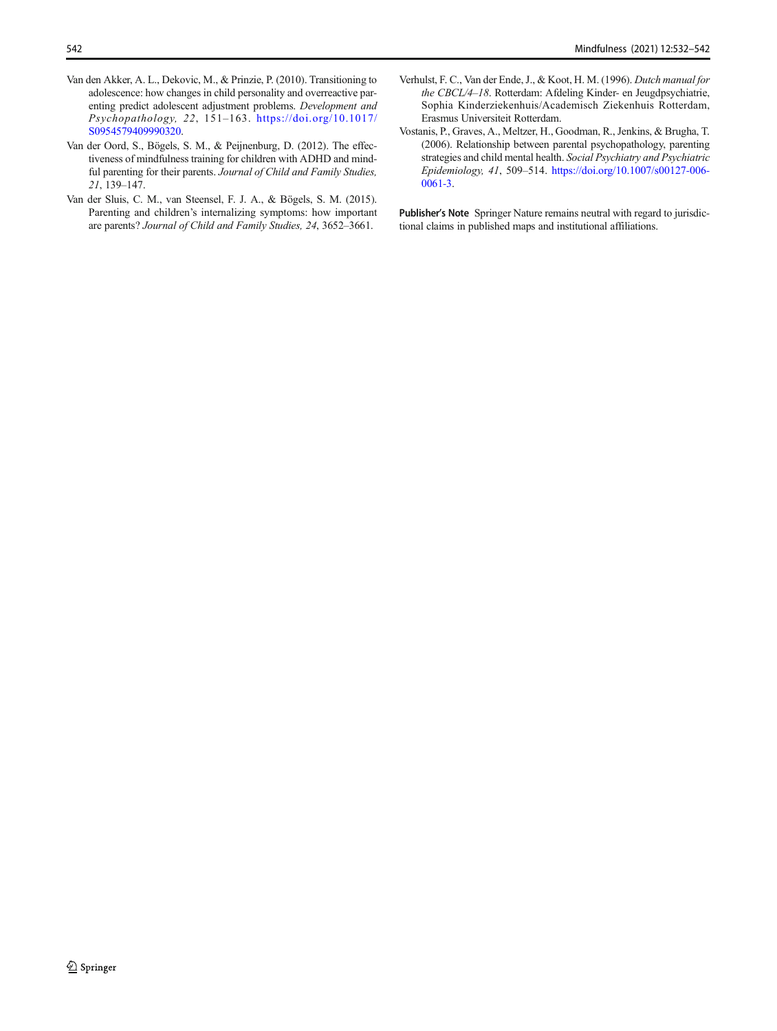Van den Akker, A. L., Dekovic, M., & Prinzie, P. (2010). Transitioning to adolescence: how changes in child personality and overreactive parenting predict adolescent adjustment problems. *Development and Psychopathology, 22*, 151–163. https://doi.org/10.1017/S0954579409990320.

Van der Oord, S., Bögels, S. M., & Peijnenburg, D. (2012). The effectiveness of mindfulness training for children with ADHD and mindful parenting for their parents. *Journal of Child and Family Studies, 21*, 139–147.

Van der Sluis, C. M., van Steensel, F. J. A., & Bögels, S. M. (2015). Parenting and children's internalizing symptoms: how important are parents? *Journal of Child and Family Studies, 24*, 3652–3661.

Verhulst, F. C., Van der Ende, J., & Koot, H. M. (1996). *Dutch manual for the CBCL/4–18*. Rotterdam: Afdeling Kinder- en Jeugdpsychiatrie, Sophia Kinderziekenhuis/Academisch Ziekenhuis Rotterdam, Erasmus Universiteit Rotterdam.

Vostanis, P., Graves, A., Meltzer, H., Goodman, R., Jenkins, & Brugha, T. (2006). Relationship between parental psychopathology, parenting strategies and child mental health. *Social Psychiatry and Psychiatric Epidemiology, 41*, 509–514. https://doi.org/10.1007/s00127-006-0061-3.

**Publisher's Note** Springer Nature remains neutral with regard to jurisdictional claims in published maps and institutional affiliations.